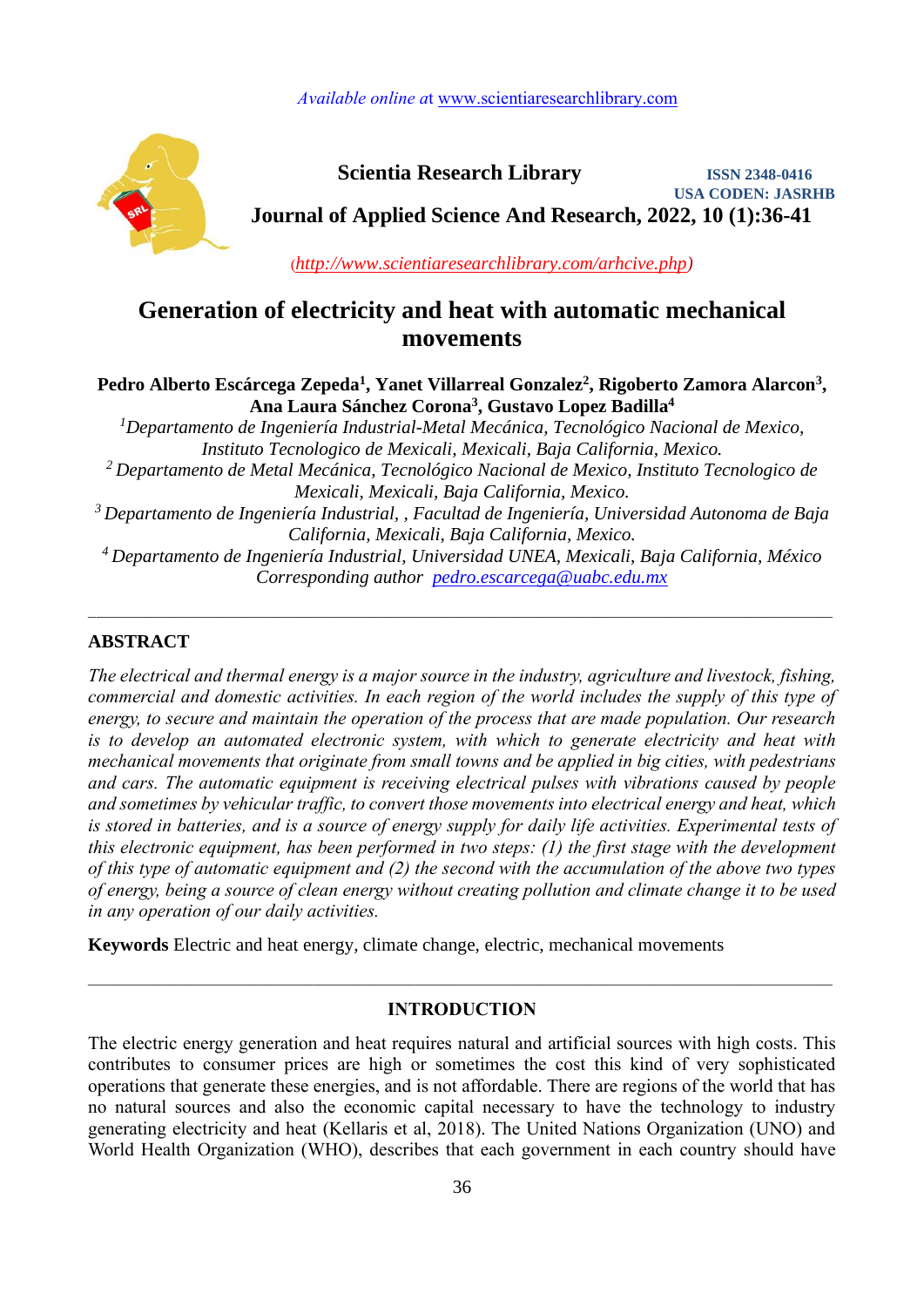*Available online a*t www.scientiaresearchlibrary.com

**Scientia Research Library**

**ISSN 2348-0416**
**USA CODEN: JASRHB**

**Journal of Applied Science And Research, 2022, 10 (1):36-41**

(*http://www.scientiaresearchlibrary.com/arhcive.php*)

# Generation of electricity and heat with automatic mechanical movements

**Pedro Alberto Escárcega Zepeda[1], Yanet Villarreal Gonzalez[2], Rigoberto Zamora Alarcon[3], Ana Laura Sánchez Corona[3], Gustavo Lopez Badilla[4]**

[1]*Departamento de Ingeniería Industrial-Metal Mecánica, Tecnológico Nacional de Mexico, Instituto Tecnologico de Mexicali, Mexicali, Baja California, Mexico.*

[2] *Departamento de Metal Mecánica, Tecnológico Nacional de Mexico, Instituto Tecnologico de Mexicali, Mexicali, Baja California, Mexico.*

[3] *Departamento de Ingeniería Industrial, , Facultad de Ingeniería, Universidad Autonoma de Baja California, Mexicali, Baja California, Mexico.*

[4] *Departamento de Ingeniería Industrial, Universidad UNEA, Mexicali, Baja California, México*

*Corresponding author pedro.escarcega@uabc.edu.mx*

---

## ABSTRACT

*The electrical and thermal energy is a major source in the industry, agriculture and livestock, fishing, commercial and domestic activities. In each region of the world includes the supply of this type of energy, to secure and maintain the operation of the process that are made population. Our research is to develop an automated electronic system, with which to generate electricity and heat with mechanical movements that originate from small towns and be applied in big cities, with pedestrians and cars. The automatic equipment is receiving electrical pulses with vibrations caused by people and sometimes by vehicular traffic, to convert those movements into electrical energy and heat, which is stored in batteries, and is a source of energy supply for daily life activities. Experimental tests of this electronic equipment, has been performed in two steps: (1) the first stage with the development of this type of automatic equipment and (2) the second with the accumulation of the above two types of energy, being a source of clean energy without creating pollution and climate change it to be used in any operation of our daily activities.*

**Keywords** Electric and heat energy, climate change, electric, mechanical movements

---

## INTRODUCTION

The electric energy generation and heat requires natural and artificial sources with high costs. This contributes to consumer prices are high or sometimes the cost this kind of very sophisticated operations that generate these energies, and is not affordable. There are regions of the world that has no natural sources and also the economic capital necessary to have the technology to industry generating electricity and heat (Kellaris et al, 2018). The United Nations Organization (UNO) and World Health Organization (WHO), describes that each government in each country should have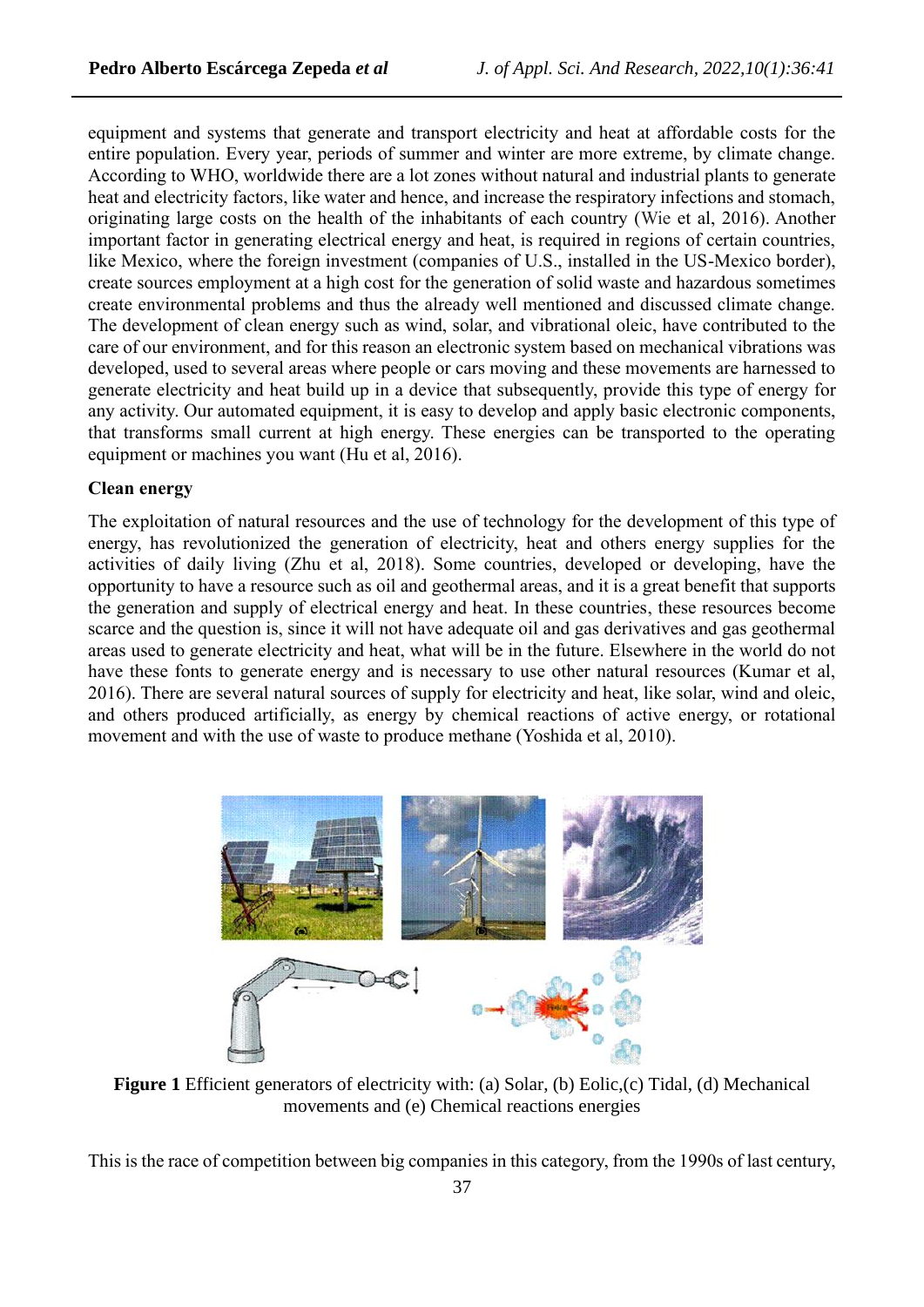equipment and systems that generate and transport electricity and heat at affordable costs for the entire population. Every year, periods of summer and winter are more extreme, by climate change. According to WHO, worldwide there are a lot zones without natural and industrial plants to generate heat and electricity factors, like water and hence, and increase the respiratory infections and stomach, originating large costs on the health of the inhabitants of each country (Wie et al, 2016). Another important factor in generating electrical energy and heat, is required in regions of certain countries, like Mexico, where the foreign investment (companies of U.S., installed in the US-Mexico border), create sources employment at a high cost for the generation of solid waste and hazardous sometimes create environmental problems and thus the already well mentioned and discussed climate change. The development of clean energy such as wind, solar, and vibrational oleic, have contributed to the care of our environment, and for this reason an electronic system based on mechanical vibrations was developed, used to several areas where people or cars moving and these movements are harnessed to generate electricity and heat build up in a device that subsequently, provide this type of energy for any activity. Our automated equipment, it is easy to develop and apply basic electronic components, that transforms small current at high energy. These energies can be transported to the operating equipment or machines you want (Hu et al, 2016).

**Clean energy**

The exploitation of natural resources and the use of technology for the development of this type of energy, has revolutionized the generation of electricity, heat and others energy supplies for the activities of daily living (Zhu et al, 2018). Some countries, developed or developing, have the opportunity to have a resource such as oil and geothermal areas, and it is a great benefit that supports the generation and supply of electrical energy and heat. In these countries, these resources become scarce and the question is, since it will not have adequate oil and gas derivatives and gas geothermal areas used to generate electricity and heat, what will be in the future. Elsewhere in the world do not have these fonts to generate energy and is necessary to use other natural resources (Kumar et al, 2016). There are several natural sources of supply for electricity and heat, like solar, wind and oleic, and others produced artificially, as energy by chemical reactions of active energy, or rotational movement and with the use of waste to produce methane (Yoshida et al, 2010).

**Figure 1** Efficient generators of electricity with: (a) Solar, (b) Eolic,(c) Tidal, (d) Mechanical movements and (e) Chemical reactions energies

This is the race of competition between big companies in this category, from the 1990s of last century,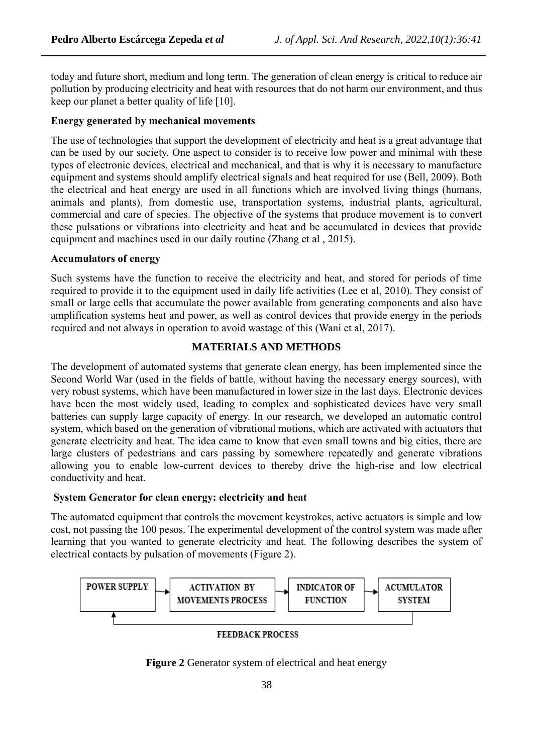today and future short, medium and long term. The generation of clean energy is critical to reduce air pollution by producing electricity and heat with resources that do not harm our environment, and thus keep our planet a better quality of life [10].

**Energy generated by mechanical movements**

The use of technologies that support the development of electricity and heat is a great advantage that can be used by our society. One aspect to consider is to receive low power and minimal with these types of electronic devices, electrical and mechanical, and that is why it is necessary to manufacture equipment and systems should amplify electrical signals and heat required for use (Bell, 2009). Both the electrical and heat energy are used in all functions which are involved living things (humans, animals and plants), from domestic use, transportation systems, industrial plants, agricultural, commercial and care of species. The objective of the systems that produce movement is to convert these pulsations or vibrations into electricity and heat and be accumulated in devices that provide equipment and machines used in our daily routine (Zhang et al , 2015).

**Accumulators of energy**

Such systems have the function to receive the electricity and heat, and stored for periods of time required to provide it to the equipment used in daily life activities (Lee et al, 2010). They consist of small or large cells that accumulate the power available from generating components and also have amplification systems heat and power, as well as control devices that provide energy in the periods required and not always in operation to avoid wastage of this (Wani et al, 2017).

## MATERIALS AND METHODS

The development of automated systems that generate clean energy, has been implemented since the Second World War (used in the fields of battle, without having the necessary energy sources), with very robust systems, which have been manufactured in lower size in the last days. Electronic devices have been the most widely used, leading to complex and sophisticated devices have very small batteries can supply large capacity of energy. In our research, we developed an automatic control system, which based on the generation of vibrational motions, which are activated with actuators that generate electricity and heat. The idea came to know that even small towns and big cities, there are large clusters of pedestrians and cars passing by somewhere repeatedly and generate vibrations allowing you to enable low-current devices to thereby drive the high-rise and low electrical conductivity and heat.

**System Generator for clean energy: electricity and heat**

The automated equipment that controls the movement keystrokes, active actuators is simple and low cost, not passing the 100 pesos. The experimental development of the control system was made after learning that you wanted to generate electricity and heat. The following describes the system of electrical contacts by pulsation of movements (Figure 2).

POWER SUPPLY → ACTIVATION BY MOVEMENTS PROCESS → INDICATOR OF FUNCTION → ACUMULATOR SYSTEM

FEEDBACK PROCESS

**Figure 2** Generator system of electrical and heat energy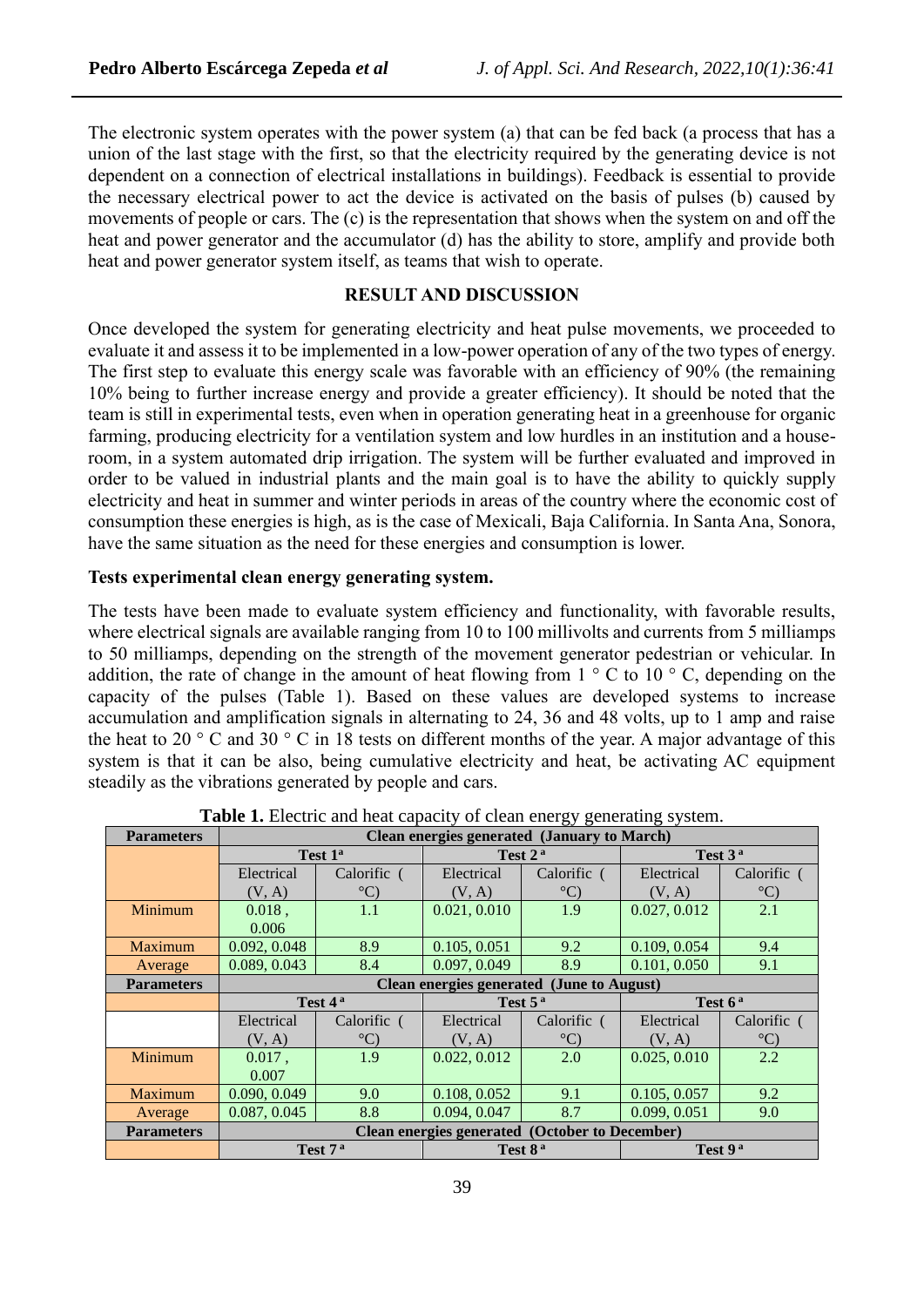The electronic system operates with the power system (a) that can be fed back (a process that has a union of the last stage with the first, so that the electricity required by the generating device is not dependent on a connection of electrical installations in buildings). Feedback is essential to provide the necessary electrical power to act the device is activated on the basis of pulses (b) caused by movements of people or cars. The (c) is the representation that shows when the system on and off the heat and power generator and the accumulator (d) has the ability to store, amplify and provide both heat and power generator system itself, as teams that wish to operate.

## RESULT AND DISCUSSION

Once developed the system for generating electricity and heat pulse movements, we proceeded to evaluate it and assess it to be implemented in a low-power operation of any of the two types of energy. The first step to evaluate this energy scale was favorable with an efficiency of 90% (the remaining 10% being to further increase energy and provide a greater efficiency). It should be noted that the team is still in experimental tests, even when in operation generating heat in a greenhouse for organic farming, producing electricity for a ventilation system and low hurdles in an institution and a house-room, in a system automated drip irrigation. The system will be further evaluated and improved in order to be valued in industrial plants and the main goal is to have the ability to quickly supply electricity and heat in summer and winter periods in areas of the country where the economic cost of consumption these energies is high, as is the case of Mexicali, Baja California. In Santa Ana, Sonora, have the same situation as the need for these energies and consumption is lower.

### Tests experimental clean energy generating system.

The tests have been made to evaluate system efficiency and functionality, with favorable results, where electrical signals are available ranging from 10 to 100 millivolts and currents from 5 milliamps to 50 milliamps, depending on the strength of the movement generator pedestrian or vehicular. In addition, the rate of change in the amount of heat flowing from 1 ° C to 10 ° C, depending on the capacity of the pulses (Table 1). Based on these values are developed systems to increase accumulation and amplification signals in alternating to 24, 36 and 48 volts, up to 1 amp and raise the heat to 20 ° C and 30 ° C in 18 tests on different months of the year. A major advantage of this system is that it can be also, being cumulative electricity and heat, be activating AC equipment steadily as the vibrations generated by people and cars.

**Table 1.** Electric and heat capacity of clean energy generating system.

| Parameters | Clean energies generated (January to March) | | | | | |
|---|---|---|---|---|---|---|
| | Test 1[a] | | Test 2[a] | | Test 3[a] | |
| | Electrical (V, A) | Calorific (°C) | Electrical (V, A) | Calorific (°C) | Electrical (V, A) | Calorific (°C) |
| Minimum | 0.018, 0.006 | 1.1 | 0.021, 0.010 | 1.9 | 0.027, 0.012 | 2.1 |
| Maximum | 0.092, 0.048 | 8.9 | 0.105, 0.051 | 9.2 | 0.109, 0.054 | 9.4 |
| Average | 0.089, 0.043 | 8.4 | 0.097, 0.049 | 8.9 | 0.101, 0.050 | 9.1 |
| **Parameters** | **Clean energies generated (June to August)** | | | | | |
| | Test 4[a] | | Test 5[a] | | Test 6[a] | |
| | Electrical (V, A) | Calorific (°C) | Electrical (V, A) | Calorific (°C) | Electrical (V, A) | Calorific (°C) |
| Minimum | 0.017, 0.007 | 1.9 | 0.022, 0.012 | 2.0 | 0.025, 0.010 | 2.2 |
| Maximum | 0.090, 0.049 | 9.0 | 0.108, 0.052 | 9.1 | 0.105, 0.057 | 9.2 |
| Average | 0.087, 0.045 | 8.8 | 0.094, 0.047 | 8.7 | 0.099, 0.051 | 9.0 |
| **Parameters** | **Clean energies generated (October to December)** | | | | | |
| | Test 7[a] | | Test 8[a] | | Test 9[a] | |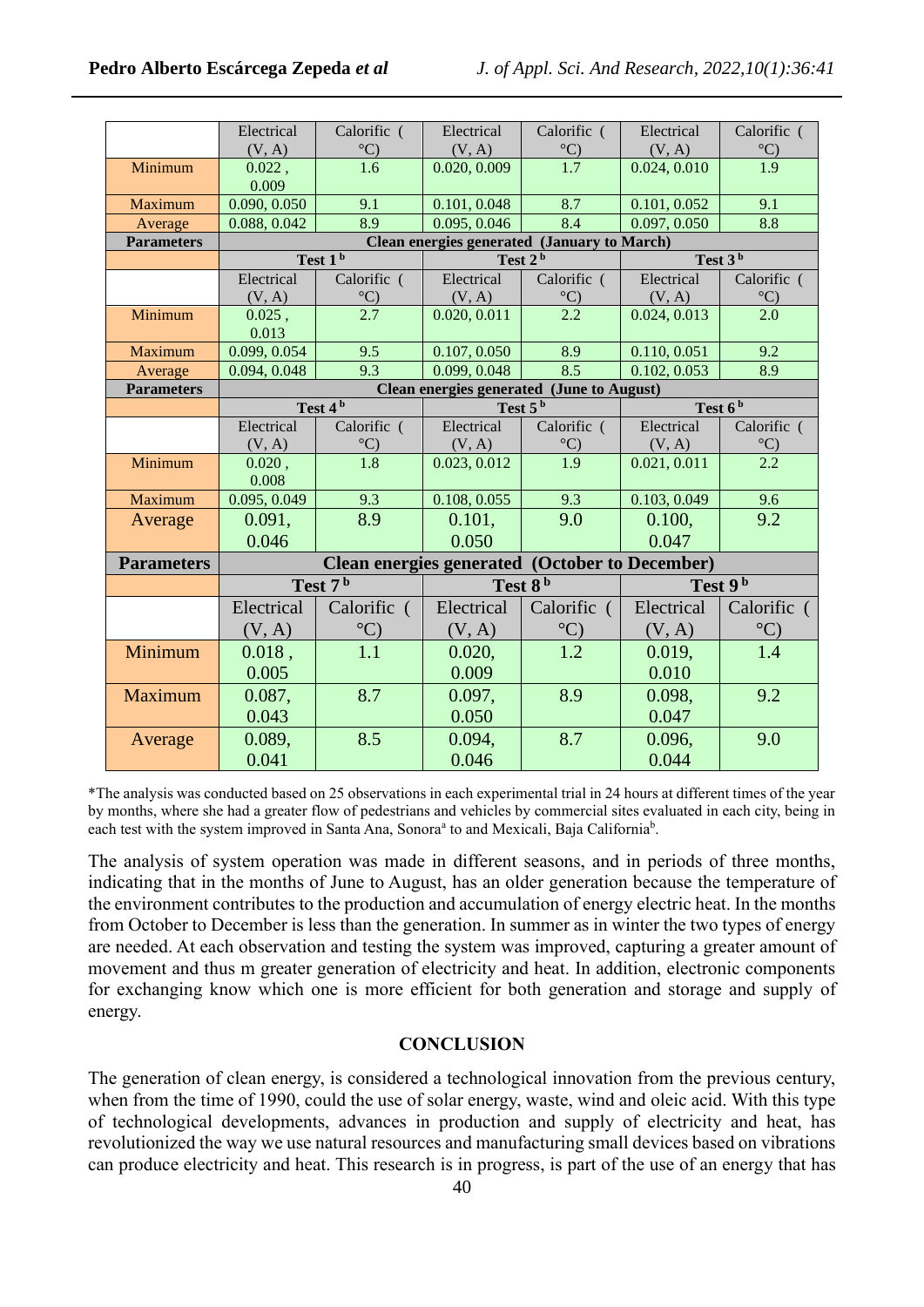| | Electrical (V, A) | Calorific (°C) | Electrical (V, A) | Calorific (°C) | Electrical (V, A) | Calorific (°C) |
|---|---|---|---|---|---|---|
| Minimum | 0.022 , 0.009 | 1.6 | 0.020, 0.009 | 1.7 | 0.024, 0.010 | 1.9 |
| Maximum | 0.090, 0.050 | 9.1 | 0.101, 0.048 | 8.7 | 0.101, 0.052 | 9.1 |
| Average | 0.088, 0.042 | 8.9 | 0.095, 0.046 | 8.4 | 0.097, 0.050 | 8.8 |
| **Parameters** | **Clean energies generated (January to March)** | | | | | |
| | **Test 1 [b]** | | **Test 2 [b]** | | **Test 3 [b]** | |
| | Electrical (V, A) | Calorific (°C) | Electrical (V, A) | Calorific (°C) | Electrical (V, A) | Calorific (°C) |
| Minimum | 0.025 , 0.013 | 2.7 | 0.020, 0.011 | 2.2 | 0.024, 0.013 | 2.0 |
| Maximum | 0.099, 0.054 | 9.5 | 0.107, 0.050 | 8.9 | 0.110, 0.051 | 9.2 |
| Average | 0.094, 0.048 | 9.3 | 0.099, 0.048 | 8.5 | 0.102, 0.053 | 8.9 |
| **Parameters** | **Clean energies generated (June to August)** | | | | | |
| | **Test 4 [b]** | | **Test 5 [b]** | | **Test 6 [b]** | |
| | Electrical (V, A) | Calorific (°C) | Electrical (V, A) | Calorific (°C) | Electrical (V, A) | Calorific (°C) |
| Minimum | 0.020 , 0.008 | 1.8 | 0.023, 0.012 | 1.9 | 0.021, 0.011 | 2.2 |
| Maximum | 0.095, 0.049 | 9.3 | 0.108, 0.055 | 9.3 | 0.103, 0.049 | 9.6 |
| Average | 0.091, 0.046 | 8.9 | 0.101, 0.050 | 9.0 | 0.100, 0.047 | 9.2 |
| **Parameters** | **Clean energies generated (October to December)** | | | | | |
| | **Test 7 [b]** | | **Test 8 [b]** | | **Test 9 [b]** | |
| | Electrical (V, A) | Calorific (°C) | Electrical (V, A) | Calorific (°C) | Electrical (V, A) | Calorific (°C) |
| Minimum | 0.018 , 0.005 | 1.1 | 0.020, 0.009 | 1.2 | 0.019, 0.010 | 1.4 |
| Maximum | 0.087, 0.043 | 8.7 | 0.097, 0.050 | 8.9 | 0.098, 0.047 | 9.2 |
| Average | 0.089, 0.041 | 8.5 | 0.094, 0.046 | 8.7 | 0.096, 0.044 | 9.0 |

*The analysis was conducted based on 25 observations in each experimental trial in 24 hours at different times of the year by months, where she had a greater flow of pedestrians and vehicles by commercial sites evaluated in each city, being in each test with the system improved in Santa Ana, Sonora[a] to and Mexicali, Baja California[b].

The analysis of system operation was made in different seasons, and in periods of three months, indicating that in the months of June to August, has an older generation because the temperature of the environment contributes to the production and accumulation of energy electric heat. In the months from October to December is less than the generation. In summer as in winter the two types of energy are needed. At each observation and testing the system was improved, capturing a greater amount of movement and thus m greater generation of electricity and heat. In addition, electronic components for exchanging know which one is more efficient for both generation and storage and supply of energy.

## CONCLUSION

The generation of clean energy, is considered a technological innovation from the previous century, when from the time of 1990, could the use of solar energy, waste, wind and oleic acid. With this type of technological developments, advances in production and supply of electricity and heat, has revolutionized the way we use natural resources and manufacturing small devices based on vibrations can produce electricity and heat. This research is in progress, is part of the use of an energy that has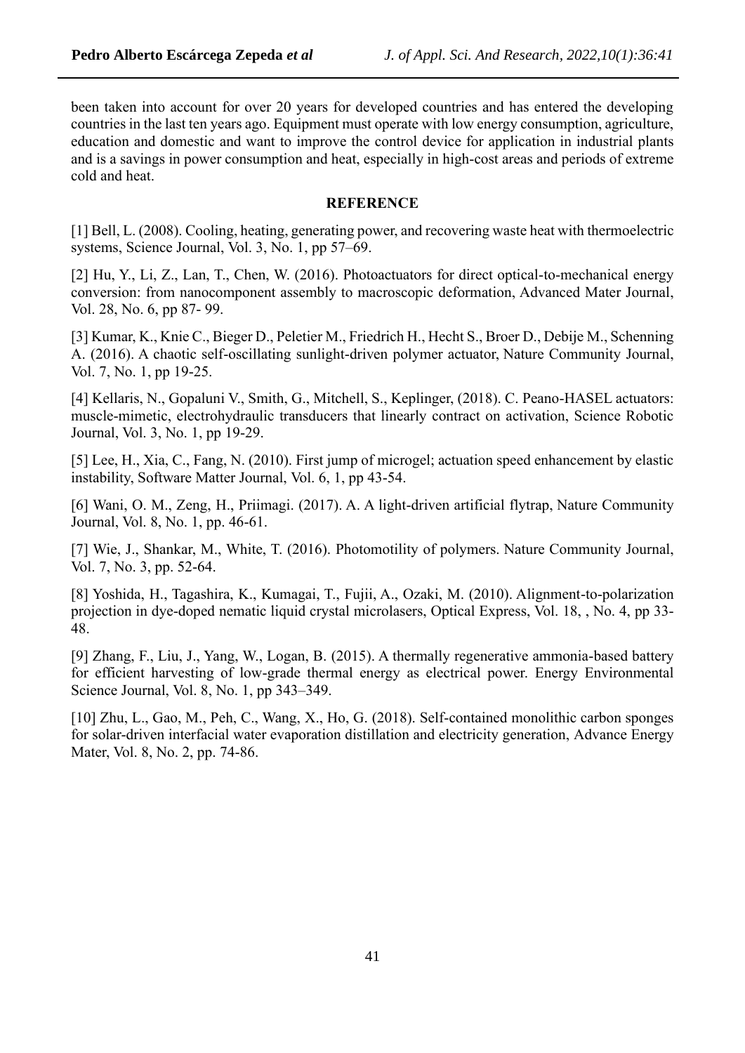been taken into account for over 20 years for developed countries and has entered the developing countries in the last ten years ago. Equipment must operate with low energy consumption, agriculture, education and domestic and want to improve the control device for application in industrial plants and is a savings in power consumption and heat, especially in high-cost areas and periods of extreme cold and heat.

## REFERENCE

[1] Bell, L. (2008). Cooling, heating, generating power, and recovering waste heat with thermoelectric systems, Science Journal, Vol. 3, No. 1, pp 57–69.

[2] Hu, Y., Li, Z., Lan, T., Chen, W. (2016). Photoactuators for direct optical-to-mechanical energy conversion: from nanocomponent assembly to macroscopic deformation, Advanced Mater Journal, Vol. 28, No. 6, pp 87- 99.

[3] Kumar, K., Knie C., Bieger D., Peletier M., Friedrich H., Hecht S., Broer D., Debije M., Schenning A. (2016). A chaotic self-oscillating sunlight-driven polymer actuator, Nature Community Journal, Vol. 7, No. 1, pp 19-25.

[4] Kellaris, N., Gopaluni V., Smith, G., Mitchell, S., Keplinger, (2018). C. Peano-HASEL actuators: muscle-mimetic, electrohydraulic transducers that linearly contract on activation, Science Robotic Journal, Vol. 3, No. 1, pp 19-29.

[5] Lee, H., Xia, C., Fang, N. (2010). First jump of microgel; actuation speed enhancement by elastic instability, Software Matter Journal, Vol. 6, 1, pp 43-54.

[6] Wani, O. M., Zeng, H., Priimagi. (2017). A. A light-driven artificial flytrap, Nature Community Journal, Vol. 8, No. 1, pp. 46-61.

[7] Wie, J., Shankar, M., White, T. (2016). Photomotility of polymers. Nature Community Journal, Vol. 7, No. 3, pp. 52-64.

[8] Yoshida, H., Tagashira, K., Kumagai, T., Fujii, A., Ozaki, M. (2010). Alignment-to-polarization projection in dye-doped nematic liquid crystal microlasers, Optical Express, Vol. 18, , No. 4, pp 33-48.

[9] Zhang, F., Liu, J., Yang, W., Logan, B. (2015). A thermally regenerative ammonia-based battery for efficient harvesting of low-grade thermal energy as electrical power. Energy Environmental Science Journal, Vol. 8, No. 1, pp 343–349.

[10] Zhu, L., Gao, M., Peh, C., Wang, X., Ho, G. (2018). Self-contained monolithic carbon sponges for solar-driven interfacial water evaporation distillation and electricity generation, Advance Energy Mater, Vol. 8, No. 2, pp. 74-86.